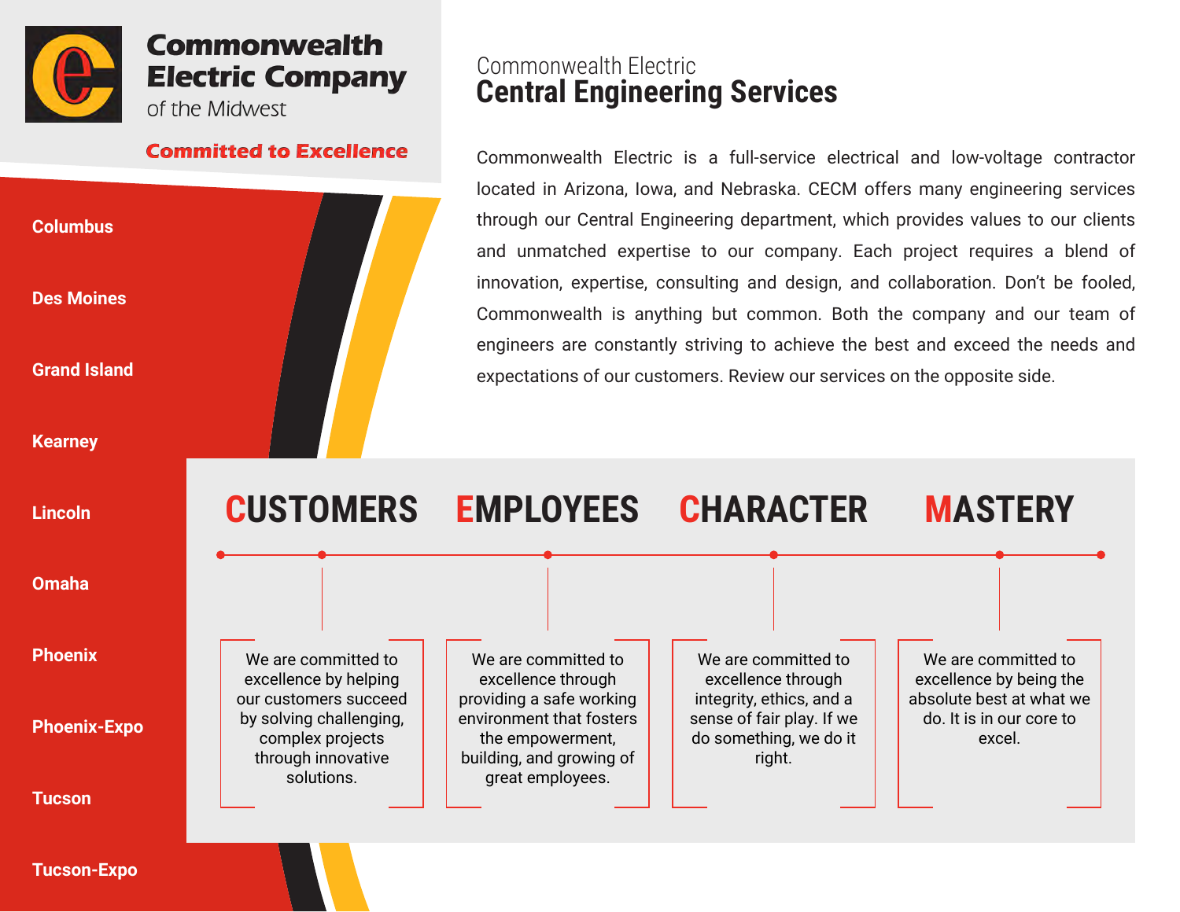# Commonwealth Electric Company
of the Midwest

**Committed to Excellence**

- Columbus
- Des Moines
- Grand Island
- Kearney
- Lincoln
- Omaha
- Phoenix
- Phoenix-Expo
- Tucson
- Tucson-Expo

## Commonwealth Electric
# Central Engineering Services

Commonwealth Electric is a full-service electrical and low-voltage contractor located in Arizona, Iowa, and Nebraska. CECM offers many engineering services through our Central Engineering department, which provides values to our clients and unmatched expertise to our company. Each project requires a blend of innovation, expertise, consulting and design, and collaboration. Don't be fooled, Commonwealth is anything but common. Both the company and our team of engineers are constantly striving to achieve the best and exceed the needs and expectations of our customers. Review our services on the opposite side.

### CUSTOMERS

We are committed to excellence by helping our customers succeed by solving challenging, complex projects through innovative solutions.

### EMPLOYEES

We are committed to excellence through providing a safe working environment that fosters the empowerment, building, and growing of great employees.

### CHARACTER

We are committed to excellence through integrity, ethics, and a sense of fair play. If we do something, we do it right.

### MASTERY

We are committed to excellence by being the absolute best at what we do. It is in our core to excel.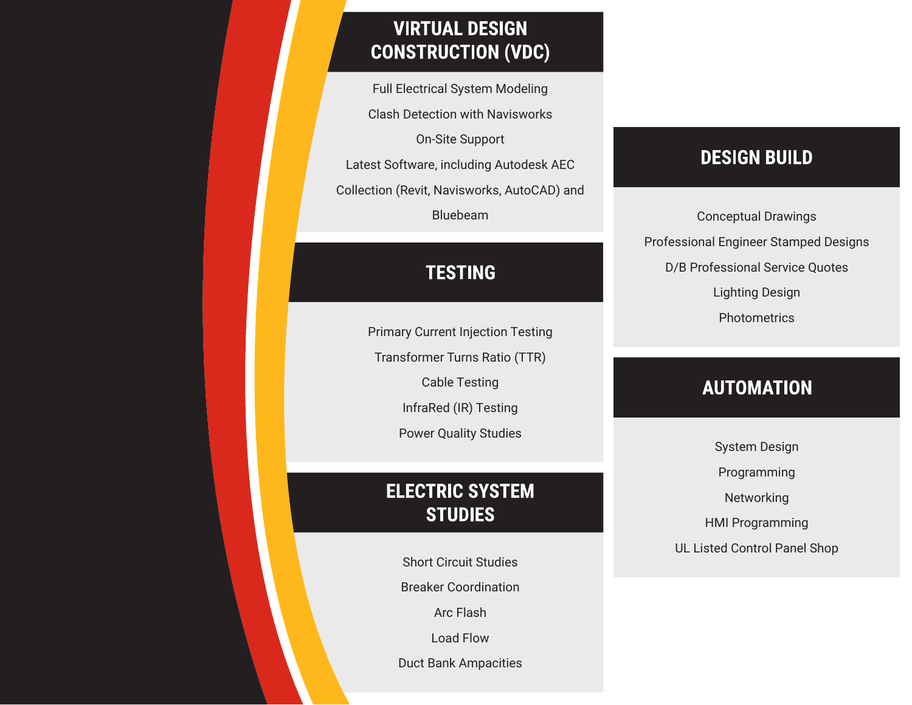## VIRTUAL DESIGN CONSTRUCTION (VDC)

- Full Electrical System Modeling
- Clash Detection with Navisworks
- On-Site Support
- Latest Software, including Autodesk AEC Collection (Revit, Navisworks, AutoCAD) and Bluebeam

## TESTING

- Primary Current Injection Testing
- Transformer Turns Ratio (TTR)
- Cable Testing
- InfraRed (IR) Testing
- Power Quality Studies

## ELECTRIC SYSTEM STUDIES

- Short Circuit Studies
- Breaker Coordination
- Arc Flash
- Load Flow
- Duct Bank Ampacities

## DESIGN BUILD

- Conceptual Drawings
- Professional Engineer Stamped Designs
- D/B Professional Service Quotes
- Lighting Design
- Photometrics

## AUTOMATION

- System Design
- Programming
- Networking
- HMI Programming
- UL Listed Control Panel Shop